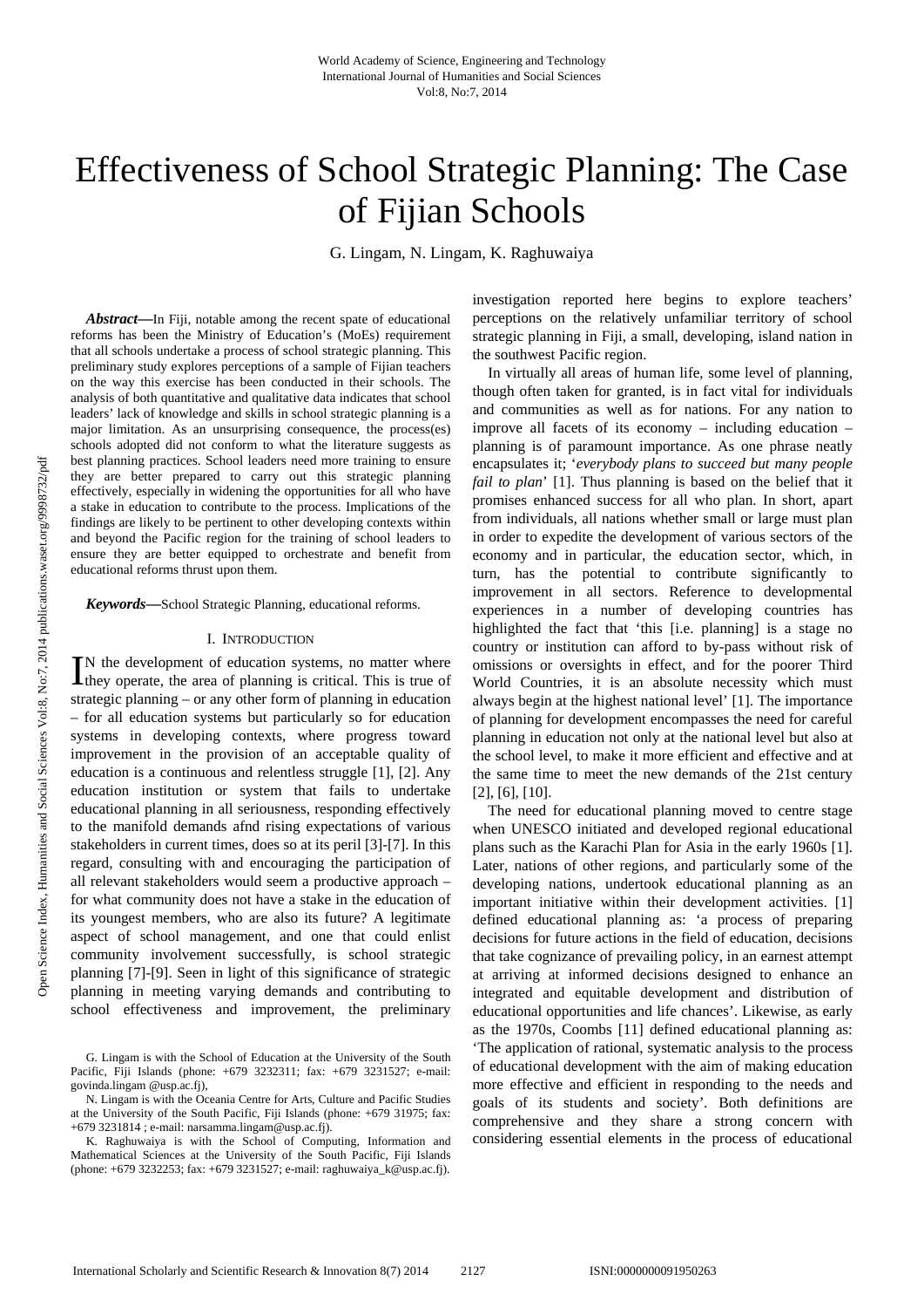# Effectiveness of School Strategic Planning: The Case of Fijian Schools

G. Lingam, N. Lingam, K. Raghuwaiya

***Abstract*—**In Fiji, notable among the recent spate of educational reforms has been the Ministry of Education's (MoEs) requirement that all schools undertake a process of school strategic planning. This preliminary study explores perceptions of a sample of Fijian teachers on the way this exercise has been conducted in their schools. The analysis of both quantitative and qualitative data indicates that school leaders' lack of knowledge and skills in school strategic planning is a major limitation. As an unsurprising consequence, the process(es) schools adopted did not conform to what the literature suggests as best planning practices. School leaders need more training to ensure they are better prepared to carry out this strategic planning effectively, especially in widening the opportunities for all who have a stake in education to contribute to the process. Implications of the findings are likely to be pertinent to other developing contexts within and beyond the Pacific region for the training of school leaders to ensure they are better equipped to orchestrate and benefit from educational reforms thrust upon them.

***Keywords*—**School Strategic Planning, educational reforms.

## I. Introduction

IN the development of education systems, no matter where they operate, the area of planning is critical. This is true of strategic planning – or any other form of planning in education – for all education systems but particularly so for education systems in developing contexts, where progress toward improvement in the provision of an acceptable quality of education is a continuous and relentless struggle [1], [2]. Any education institution or system that fails to undertake educational planning in all seriousness, responding effectively to the manifold demands afnd rising expectations of various stakeholders in current times, does so at its peril [3]-[7]. In this regard, consulting with and encouraging the participation of all relevant stakeholders would seem a productive approach – for what community does not have a stake in the education of its youngest members, who are also its future? A legitimate aspect of school management, and one that could enlist community involvement successfully, is school strategic planning [7]-[9]. Seen in light of this significance of strategic planning in meeting varying demands and contributing to school effectiveness and improvement, the preliminary investigation reported here begins to explore teachers' perceptions on the relatively unfamiliar territory of school strategic planning in Fiji, a small, developing, island nation in the southwest Pacific region.

In virtually all areas of human life, some level of planning, though often taken for granted, is in fact vital for individuals and communities as well as for nations. For any nation to improve all facets of its economy – including education – planning is of paramount importance. As one phrase neatly encapsulates it; '*everybody plans to succeed but many people fail to plan*' [1]. Thus planning is based on the belief that it promises enhanced success for all who plan. In short, apart from individuals, all nations whether small or large must plan in order to expedite the development of various sectors of the economy and in particular, the education sector, which, in turn, has the potential to contribute significantly to improvement in all sectors. Reference to developmental experiences in a number of developing countries has highlighted the fact that 'this [i.e. planning] is a stage no country or institution can afford to by-pass without risk of omissions or oversights in effect, and for the poorer Third World Countries, it is an absolute necessity which must always begin at the highest national level' [1]. The importance of planning for development encompasses the need for careful planning in education not only at the national level but also at the school level, to make it more efficient and effective and at the same time to meet the new demands of the 21st century [2], [6], [10].

The need for educational planning moved to centre stage when UNESCO initiated and developed regional educational plans such as the Karachi Plan for Asia in the early 1960s [1]. Later, nations of other regions, and particularly some of the developing nations, undertook educational planning as an important initiative within their development activities. [1] defined educational planning as: 'a process of preparing decisions for future actions in the field of education, decisions that take cognizance of prevailing policy, in an earnest attempt at arriving at informed decisions designed to enhance an integrated and equitable development and distribution of educational opportunities and life chances'. Likewise, as early as the 1970s, Coombs [11] defined educational planning as: 'The application of rational, systematic analysis to the process of educational development with the aim of making education more effective and efficient in responding to the needs and goals of its students and society'. Both definitions are comprehensive and they share a strong concern with considering essential elements in the process of educational

G. Lingam is with the School of Education at the University of the South Pacific, Fiji Islands (phone: +679 3232311; fax: +679 3231527; e-mail: govinda.lingam @usp.ac.fj),

N. Lingam is with the Oceania Centre for Arts, Culture and Pacific Studies at the University of the South Pacific, Fiji Islands (phone: +679 31975; fax: +679 3231814 ; e-mail: narsamma.lingam@usp.ac.fj).

K. Raghuwaiya is with the School of Computing, Information and Mathematical Sciences at the University of the South Pacific, Fiji Islands (phone: +679 3232253; fax: +679 3231527; e-mail: raghuwaiya_k@usp.ac.fj).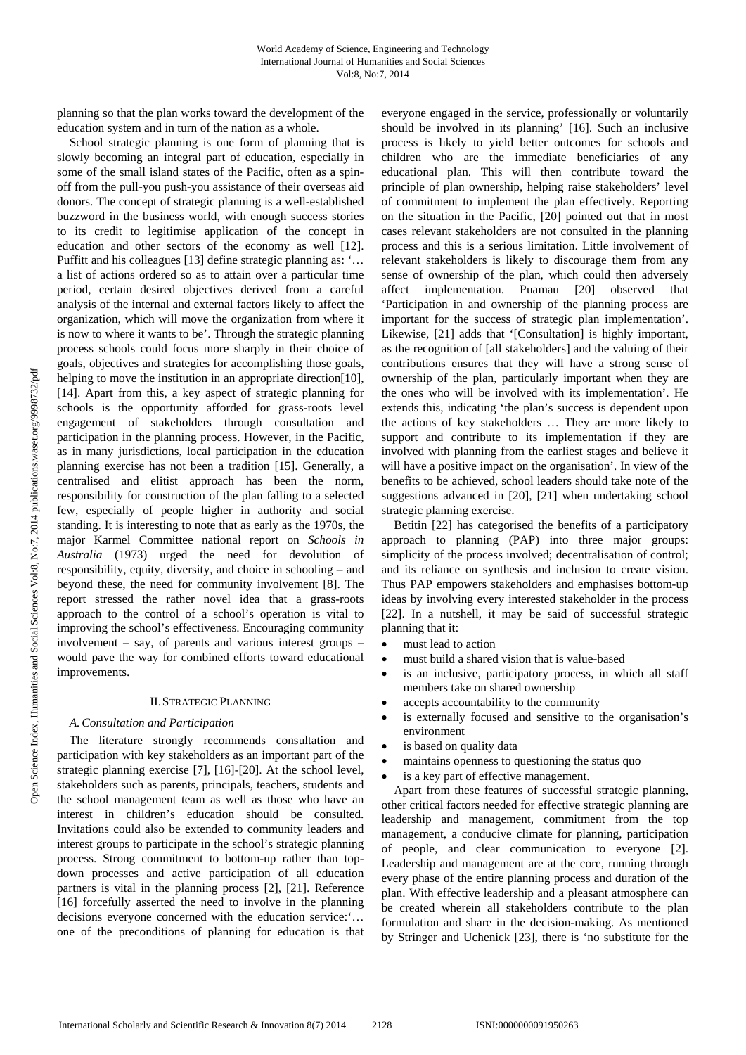planning so that the plan works toward the development of the education system and in turn of the nation as a whole.

School strategic planning is one form of planning that is slowly becoming an integral part of education, especially in some of the small island states of the Pacific, often as a spin-off from the pull-you push-you assistance of their overseas aid donors. The concept of strategic planning is a well-established buzzword in the business world, with enough success stories to its credit to legitimise application of the concept in education and other sectors of the economy as well [12]. Puffitt and his colleagues [13] define strategic planning as: '… a list of actions ordered so as to attain over a particular time period, certain desired objectives derived from a careful analysis of the internal and external factors likely to affect the organization, which will move the organization from where it is now to where it wants to be'. Through the strategic planning process schools could focus more sharply in their choice of goals, objectives and strategies for accomplishing those goals, helping to move the institution in an appropriate direction[10], [14]. Apart from this, a key aspect of strategic planning for schools is the opportunity afforded for grass-roots level engagement of stakeholders through consultation and participation in the planning process. However, in the Pacific, as in many jurisdictions, local participation in the education planning exercise has not been a tradition [15]. Generally, a centralised and elitist approach has been the norm, responsibility for construction of the plan falling to a selected few, especially of people higher in authority and social standing. It is interesting to note that as early as the 1970s, the major Karmel Committee national report on *Schools in Australia* (1973) urged the need for devolution of responsibility, equity, diversity, and choice in schooling – and beyond these, the need for community involvement [8]. The report stressed the rather novel idea that a grass-roots approach to the control of a school's operation is vital to improving the school's effectiveness. Encouraging community involvement – say, of parents and various interest groups – would pave the way for combined efforts toward educational improvements.

## II. Strategic Planning

### A. Consultation and Participation

The literature strongly recommends consultation and participation with key stakeholders as an important part of the strategic planning exercise [7], [16]-[20]. At the school level, stakeholders such as parents, principals, teachers, students and the school management team as well as those who have an interest in children's education should be consulted. Invitations could also be extended to community leaders and interest groups to participate in the school's strategic planning process. Strong commitment to bottom-up rather than top-down processes and active participation of all education partners is vital in the planning process [2], [21]. Reference [16] forcefully asserted the need to involve in the planning decisions everyone concerned with the education service:'… one of the preconditions of planning for education is that everyone engaged in the service, professionally or voluntarily should be involved in its planning' [16]. Such an inclusive process is likely to yield better outcomes for schools and children who are the immediate beneficiaries of any educational plan. This will then contribute toward the principle of plan ownership, helping raise stakeholders' level of commitment to implement the plan effectively. Reporting on the situation in the Pacific, [20] pointed out that in most cases relevant stakeholders are not consulted in the planning process and this is a serious limitation. Little involvement of relevant stakeholders is likely to discourage them from any sense of ownership of the plan, which could then adversely affect implementation. Puamau [20] observed that 'Participation in and ownership of the planning process are important for the success of strategic plan implementation'. Likewise, [21] adds that '[Consultation] is highly important, as the recognition of [all stakeholders] and the valuing of their contributions ensures that they will have a strong sense of ownership of the plan, particularly important when they are the ones who will be involved with its implementation'. He extends this, indicating 'the plan's success is dependent upon the actions of key stakeholders … They are more likely to support and contribute to its implementation if they are involved with planning from the earliest stages and believe it will have a positive impact on the organisation'. In view of the benefits to be achieved, school leaders should take note of the suggestions advanced in [20], [21] when undertaking school strategic planning exercise.

Betitin [22] has categorised the benefits of a participatory approach to planning (PAP) into three major groups: simplicity of the process involved; decentralisation of control; and its reliance on synthesis and inclusion to create vision. Thus PAP empowers stakeholders and emphasises bottom-up ideas by involving every interested stakeholder in the process [22]. In a nutshell, it may be said of successful strategic planning that it:

- must lead to action
- must build a shared vision that is value-based
- is an inclusive, participatory process, in which all staff members take on shared ownership
- accepts accountability to the community
- is externally focused and sensitive to the organisation's environment
- is based on quality data
- maintains openness to questioning the status quo
- is a key part of effective management.

Apart from these features of successful strategic planning, other critical factors needed for effective strategic planning are leadership and management, commitment from the top management, a conducive climate for planning, participation of people, and clear communication to everyone [2]. Leadership and management are at the core, running through every phase of the entire planning process and duration of the plan. With effective leadership and a pleasant atmosphere can be created wherein all stakeholders contribute to the plan formulation and share in the decision-making. As mentioned by Stringer and Uchenick [23], there is 'no substitute for the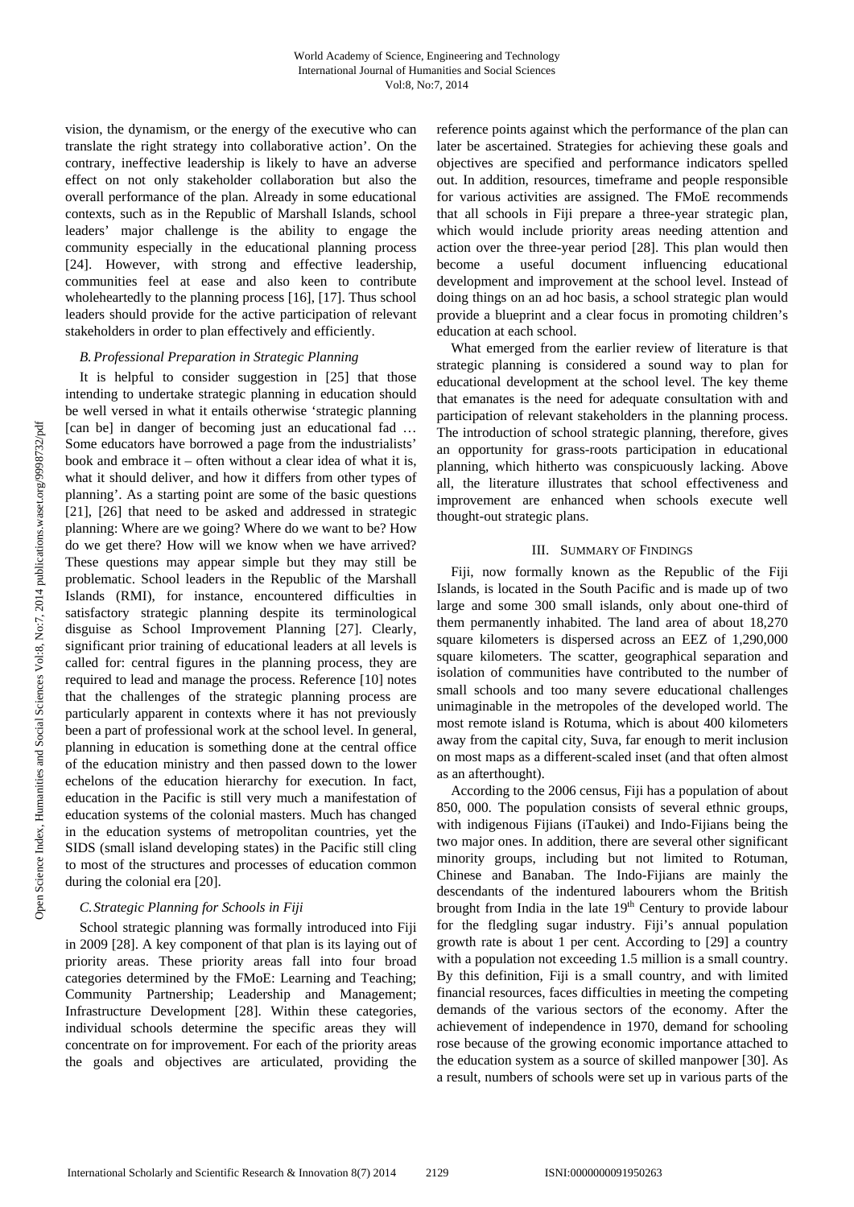vision, the dynamism, or the energy of the executive who can translate the right strategy into collaborative action'. On the contrary, ineffective leadership is likely to have an adverse effect on not only stakeholder collaboration but also the overall performance of the plan. Already in some educational contexts, such as in the Republic of Marshall Islands, school leaders' major challenge is the ability to engage the community especially in the educational planning process [24]. However, with strong and effective leadership, communities feel at ease and also keen to contribute wholeheartedly to the planning process [16], [17]. Thus school leaders should provide for the active participation of relevant stakeholders in order to plan effectively and efficiently.

### B. Professional Preparation in Strategic Planning

It is helpful to consider suggestion in [25] that those intending to undertake strategic planning in education should be well versed in what it entails otherwise 'strategic planning [can be] in danger of becoming just an educational fad … Some educators have borrowed a page from the industrialists' book and embrace it – often without a clear idea of what it is, what it should deliver, and how it differs from other types of planning'. As a starting point are some of the basic questions [21], [26] that need to be asked and addressed in strategic planning: Where are we going? Where do we want to be? How do we get there? How will we know when we have arrived? These questions may appear simple but they may still be problematic. School leaders in the Republic of the Marshall Islands (RMI), for instance, encountered difficulties in satisfactory strategic planning despite its terminological disguise as School Improvement Planning [27]. Clearly, significant prior training of educational leaders at all levels is called for: central figures in the planning process, they are required to lead and manage the process. Reference [10] notes that the challenges of the strategic planning process are particularly apparent in contexts where it has not previously been a part of professional work at the school level. In general, planning in education is something done at the central office of the education ministry and then passed down to the lower echelons of the education hierarchy for execution. In fact, education in the Pacific is still very much a manifestation of education systems of the colonial masters. Much has changed in the education systems of metropolitan countries, yet the SIDS (small island developing states) in the Pacific still cling to most of the structures and processes of education common during the colonial era [20].

### C. Strategic Planning for Schools in Fiji

School strategic planning was formally introduced into Fiji in 2009 [28]. A key component of that plan is its laying out of priority areas. These priority areas fall into four broad categories determined by the FMoE: Learning and Teaching; Community Partnership; Leadership and Management; Infrastructure Development [28]. Within these categories, individual schools determine the specific areas they will concentrate on for improvement. For each of the priority areas the goals and objectives are articulated, providing the reference points against which the performance of the plan can later be ascertained. Strategies for achieving these goals and objectives are specified and performance indicators spelled out. In addition, resources, timeframe and people responsible for various activities are assigned. The FMoE recommends that all schools in Fiji prepare a three-year strategic plan, which would include priority areas needing attention and action over the three-year period [28]. This plan would then become a useful document influencing educational development and improvement at the school level. Instead of doing things on an ad hoc basis, a school strategic plan would provide a blueprint and a clear focus in promoting children's education at each school.

What emerged from the earlier review of literature is that strategic planning is considered a sound way to plan for educational development at the school level. The key theme that emanates is the need for adequate consultation with and participation of relevant stakeholders in the planning process. The introduction of school strategic planning, therefore, gives an opportunity for grass-roots participation in educational planning, which hitherto was conspicuously lacking. Above all, the literature illustrates that school effectiveness and improvement are enhanced when schools execute well thought-out strategic plans.

## III. Summary of Findings

Fiji, now formally known as the Republic of the Fiji Islands, is located in the South Pacific and is made up of two large and some 300 small islands, only about one-third of them permanently inhabited. The land area of about 18,270 square kilometers is dispersed across an EEZ of 1,290,000 square kilometers. The scatter, geographical separation and isolation of communities have contributed to the number of small schools and too many severe educational challenges unimaginable in the metropoles of the developed world. The most remote island is Rotuma, which is about 400 kilometers away from the capital city, Suva, far enough to merit inclusion on most maps as a different-scaled inset (and that often almost as an afterthought).

According to the 2006 census, Fiji has a population of about 850, 000. The population consists of several ethnic groups, with indigenous Fijians (iTaukei) and Indo-Fijians being the two major ones. In addition, there are several other significant minority groups, including but not limited to Rotuman, Chinese and Banaban. The Indo-Fijians are mainly the descendants of the indentured labourers whom the British brought from India in the late 19th Century to provide labour for the fledgling sugar industry. Fiji's annual population growth rate is about 1 per cent. According to [29] a country with a population not exceeding 1.5 million is a small country. By this definition, Fiji is a small country, and with limited financial resources, faces difficulties in meeting the competing demands of the various sectors of the economy. After the achievement of independence in 1970, demand for schooling rose because of the growing economic importance attached to the education system as a source of skilled manpower [30]. As a result, numbers of schools were set up in various parts of the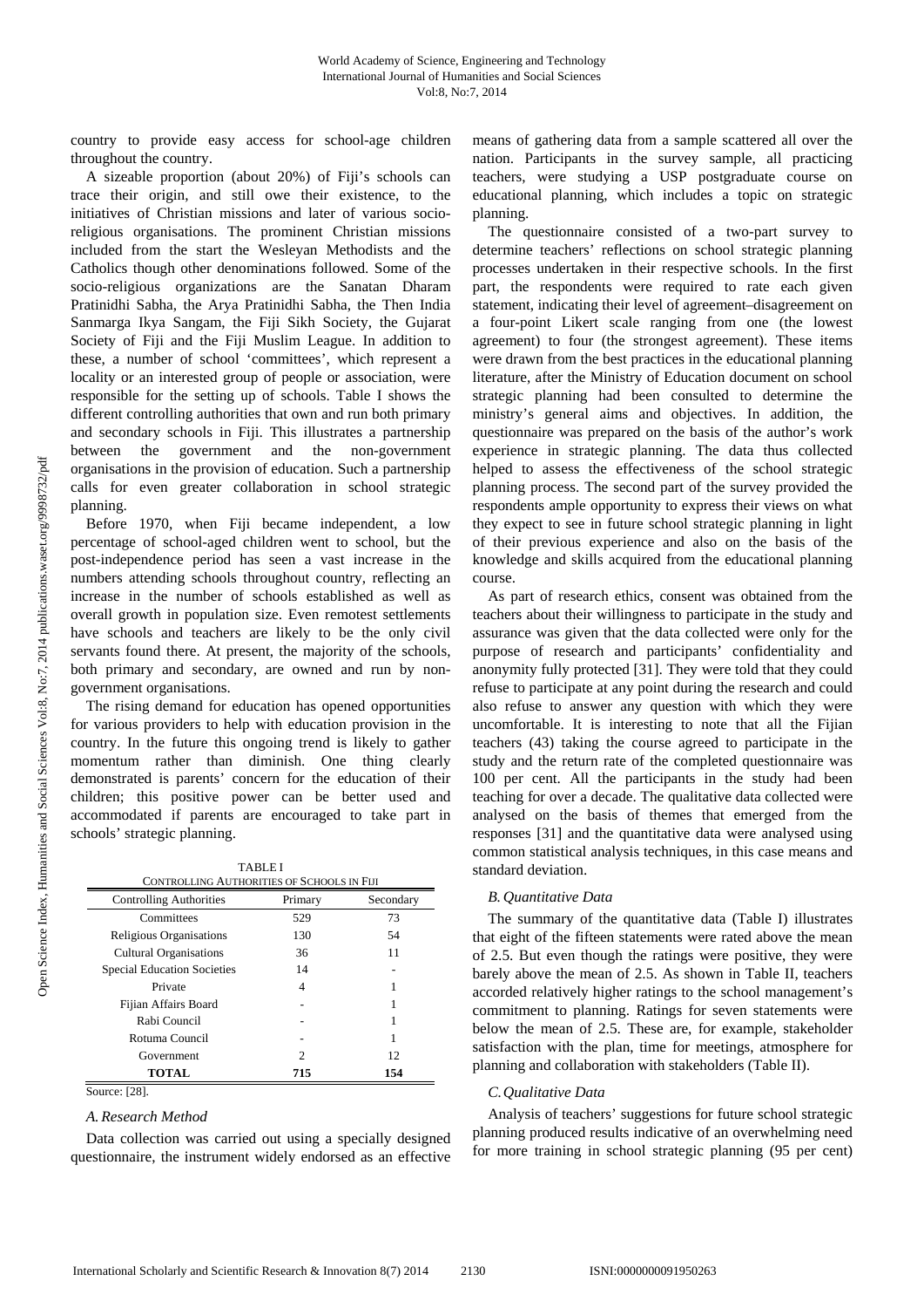country to provide easy access for school-age children throughout the country.

A sizeable proportion (about 20%) of Fiji's schools can trace their origin, and still owe their existence, to the initiatives of Christian missions and later of various socio-religious organisations. The prominent Christian missions included from the start the Wesleyan Methodists and the Catholics though other denominations followed. Some of the socio-religious organizations are the Sanatan Dharam Pratinidhi Sabha, the Arya Pratinidhi Sabha, the Then India Sanmarga Ikya Sangam, the Fiji Sikh Society, the Gujarat Society of Fiji and the Fiji Muslim League. In addition to these, a number of school 'committees', which represent a locality or an interested group of people or association, were responsible for the setting up of schools. Table I shows the different controlling authorities that own and run both primary and secondary schools in Fiji. This illustrates a partnership between the government and the non-government organisations in the provision of education. Such a partnership calls for even greater collaboration in school strategic planning.

Before 1970, when Fiji became independent, a low percentage of school-aged children went to school, but the post-independence period has seen a vast increase in the numbers attending schools throughout country, reflecting an increase in the number of schools established as well as overall growth in population size. Even remotest settlements have schools and teachers are likely to be the only civil servants found there. At present, the majority of the schools, both primary and secondary, are owned and run by non-government organisations.

The rising demand for education has opened opportunities for various providers to help with education provision in the country. In the future this ongoing trend is likely to gather momentum rather than diminish. One thing clearly demonstrated is parents' concern for the education of their children; this positive power can be better used and accommodated if parents are encouraged to take part in schools' strategic planning.

TABLE I
CONTROLLING AUTHORITIES OF SCHOOLS IN FIJI

| Controlling Authorities | Primary | Secondary |
|---|---|---|
| Committees | 529 | 73 |
| Religious Organisations | 130 | 54 |
| Cultural Organisations | 36 | 11 |
| Special Education Societies | 14 | - |
| Private | 4 | 1 |
| Fijian Affairs Board | - | 1 |
| Rabi Council | - | 1 |
| Rotuma Council | - | 1 |
| Government | 2 | 12 |
| **TOTAL** | **715** | **154** |

Source: [28].

### *A. Research Method*

Data collection was carried out using a specially designed questionnaire, the instrument widely endorsed as an effective means of gathering data from a sample scattered all over the nation. Participants in the survey sample, all practicing teachers, were studying a USP postgraduate course on educational planning, which includes a topic on strategic planning.

The questionnaire consisted of a two-part survey to determine teachers' reflections on school strategic planning processes undertaken in their respective schools. In the first part, the respondents were required to rate each given statement, indicating their level of agreement–disagreement on a four-point Likert scale ranging from one (the lowest agreement) to four (the strongest agreement). These items were drawn from the best practices in the educational planning literature, after the Ministry of Education document on school strategic planning had been consulted to determine the ministry's general aims and objectives. In addition, the questionnaire was prepared on the basis of the author's work experience in strategic planning. The data thus collected helped to assess the effectiveness of the school strategic planning process. The second part of the survey provided the respondents ample opportunity to express their views on what they expect to see in future school strategic planning in light of their previous experience and also on the basis of the knowledge and skills acquired from the educational planning course.

As part of research ethics, consent was obtained from the teachers about their willingness to participate in the study and assurance was given that the data collected were only for the purpose of research and participants' confidentiality and anonymity fully protected [31]. They were told that they could refuse to participate at any point during the research and could also refuse to answer any question with which they were uncomfortable. It is interesting to note that all the Fijian teachers (43) taking the course agreed to participate in the study and the return rate of the completed questionnaire was 100 per cent. All the participants in the study had been teaching for over a decade. The qualitative data collected were analysed on the basis of themes that emerged from the responses [31] and the quantitative data were analysed using common statistical analysis techniques, in this case means and standard deviation.

### *B. Quantitative Data*

The summary of the quantitative data (Table I) illustrates that eight of the fifteen statements were rated above the mean of 2.5. But even though the ratings were positive, they were barely above the mean of 2.5. As shown in Table II, teachers accorded relatively higher ratings to the school management's commitment to planning. Ratings for seven statements were below the mean of 2.5. These are, for example, stakeholder satisfaction with the plan, time for meetings, atmosphere for planning and collaboration with stakeholders (Table II).

### *C. Qualitative Data*

Analysis of teachers' suggestions for future school strategic planning produced results indicative of an overwhelming need for more training in school strategic planning (95 per cent)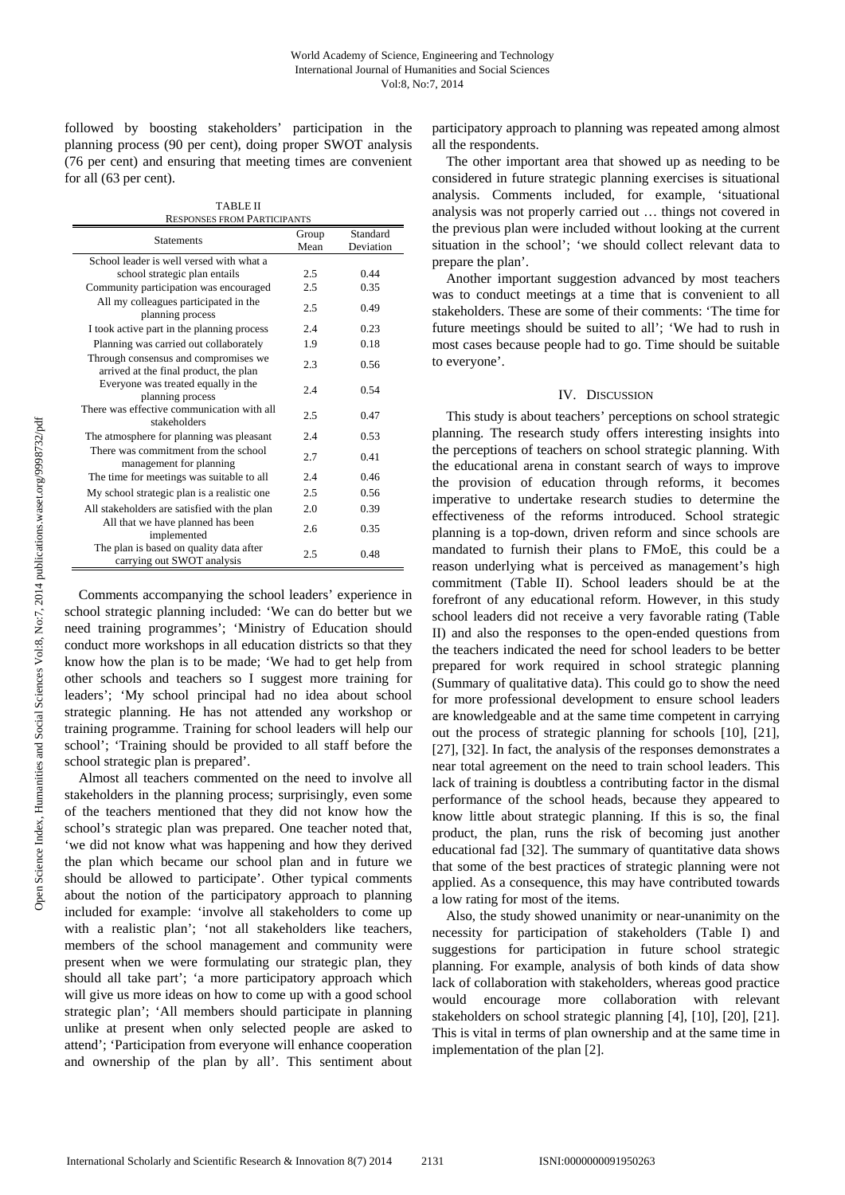followed by boosting stakeholders' participation in the planning process (90 per cent), doing proper SWOT analysis (76 per cent) and ensuring that meeting times are convenient for all (63 per cent).

TABLE II
RESPONSES FROM PARTICIPANTS

| Statements | Group Mean | Standard Deviation |
|---|---|---|
| School leader is well versed with what a school strategic plan entails | 2.5 | 0.44 |
| Community participation was encouraged | 2.5 | 0.35 |
| All my colleagues participated in the planning process | 2.5 | 0.49 |
| I took active part in the planning process | 2.4 | 0.23 |
| Planning was carried out collaborately | 1.9 | 0.18 |
| Through consensus and compromises we arrived at the final product, the plan | 2.3 | 0.56 |
| Everyone was treated equally in the planning process | 2.4 | 0.54 |
| There was effective communication with all stakeholders | 2.5 | 0.47 |
| The atmosphere for planning was pleasant | 2.4 | 0.53 |
| There was commitment from the school management for planning | 2.7 | 0.41 |
| The time for meetings was suitable to all | 2.4 | 0.46 |
| My school strategic plan is a realistic one | 2.5 | 0.56 |
| All stakeholders are satisfied with the plan | 2.0 | 0.39 |
| All that we have planned has been implemented | 2.6 | 0.35 |
| The plan is based on quality data after carrying out SWOT analysis | 2.5 | 0.48 |

Comments accompanying the school leaders' experience in school strategic planning included: 'We can do better but we need training programmes'; 'Ministry of Education should conduct more workshops in all education districts so that they know how the plan is to be made; 'We had to get help from other schools and teachers so I suggest more training for leaders'; 'My school principal had no idea about school strategic planning. He has not attended any workshop or training programme. Training for school leaders will help our school'; 'Training should be provided to all staff before the school strategic plan is prepared'.

Almost all teachers commented on the need to involve all stakeholders in the planning process; surprisingly, even some of the teachers mentioned that they did not know how the school's strategic plan was prepared. One teacher noted that, 'we did not know what was happening and how they derived the plan which became our school plan and in future we should be allowed to participate'. Other typical comments about the notion of the participatory approach to planning included for example: 'involve all stakeholders to come up with a realistic plan'; 'not all stakeholders like teachers, members of the school management and community were present when we were formulating our strategic plan, they should all take part'; 'a more participatory approach which will give us more ideas on how to come up with a good school strategic plan'; 'All members should participate in planning unlike at present when only selected people are asked to attend'; 'Participation from everyone will enhance cooperation and ownership of the plan by all'. This sentiment about participatory approach to planning was repeated among almost all the respondents.

The other important area that showed up as needing to be considered in future strategic planning exercises is situational analysis. Comments included, for example, 'situational analysis was not properly carried out … things not covered in the previous plan were included without looking at the current situation in the school'; 'we should collect relevant data to prepare the plan'.

Another important suggestion advanced by most teachers was to conduct meetings at a time that is convenient to all stakeholders. These are some of their comments: 'The time for future meetings should be suited to all'; 'We had to rush in most cases because people had to go. Time should be suitable to everyone'.

## IV. DISCUSSION

This study is about teachers' perceptions on school strategic planning. The research study offers interesting insights into the perceptions of teachers on school strategic planning. With the educational arena in constant search of ways to improve the provision of education through reforms, it becomes imperative to undertake research studies to determine the effectiveness of the reforms introduced. School strategic planning is a top-down, driven reform and since schools are mandated to furnish their plans to FMoE, this could be a reason underlying what is perceived as management's high commitment (Table II). School leaders should be at the forefront of any educational reform. However, in this study school leaders did not receive a very favorable rating (Table II) and also the responses to the open-ended questions from the teachers indicated the need for school leaders to be better prepared for work required in school strategic planning (Summary of qualitative data). This could go to show the need for more professional development to ensure school leaders are knowledgeable and at the same time competent in carrying out the process of strategic planning for schools [10], [21], [27], [32]. In fact, the analysis of the responses demonstrates a near total agreement on the need to train school leaders. This lack of training is doubtless a contributing factor in the dismal performance of the school heads, because they appeared to know little about strategic planning. If this is so, the final product, the plan, runs the risk of becoming just another educational fad [32]. The summary of quantitative data shows that some of the best practices of strategic planning were not applied. As a consequence, this may have contributed towards a low rating for most of the items.

Also, the study showed unanimity or near-unanimity on the necessity for participation of stakeholders (Table I) and suggestions for participation in future school strategic planning. For example, analysis of both kinds of data show lack of collaboration with stakeholders, whereas good practice would encourage more collaboration with relevant stakeholders on school strategic planning [4], [10], [20], [21]. This is vital in terms of plan ownership and at the same time in implementation of the plan [2].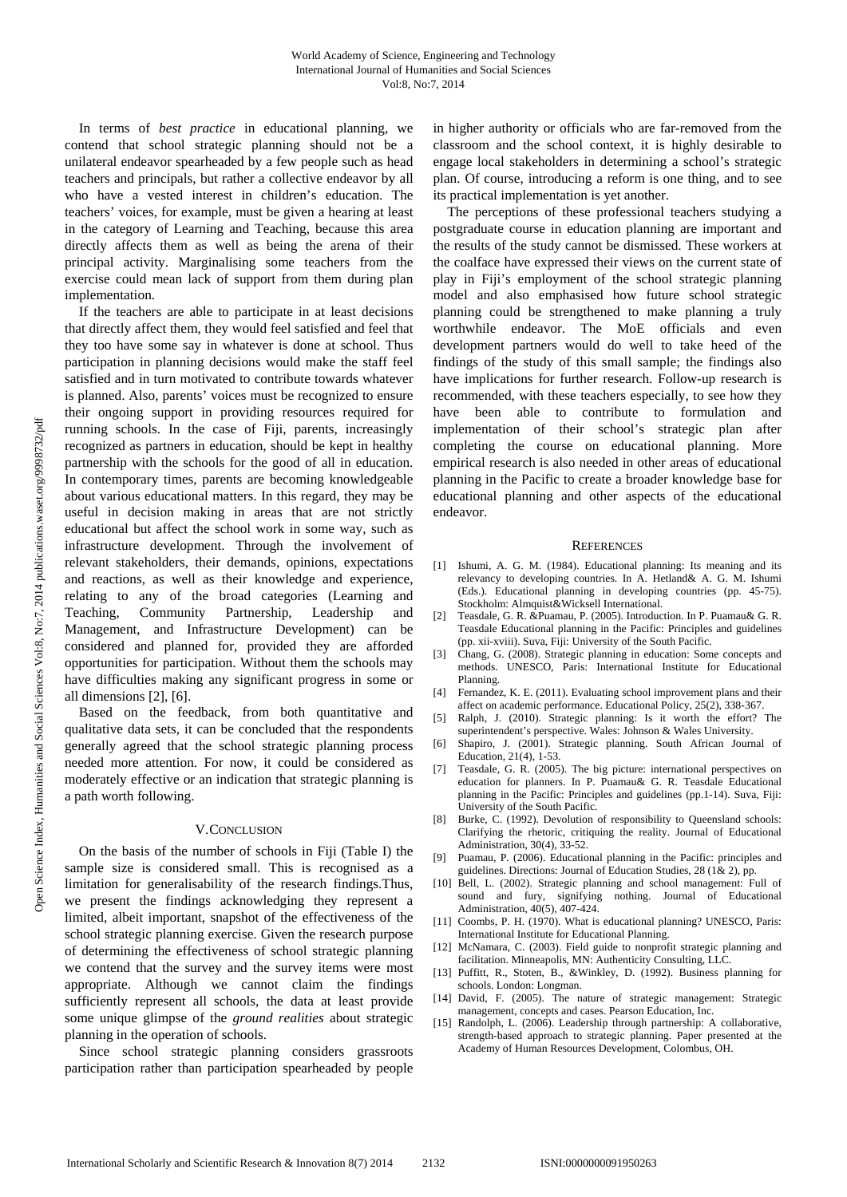In terms of *best practice* in educational planning, we contend that school strategic planning should not be a unilateral endeavor spearheaded by a few people such as head teachers and principals, but rather a collective endeavor by all who have a vested interest in children's education. The teachers' voices, for example, must be given a hearing at least in the category of Learning and Teaching, because this area directly affects them as well as being the arena of their principal activity. Marginalising some teachers from the exercise could mean lack of support from them during plan implementation.

If the teachers are able to participate in at least decisions that directly affect them, they would feel satisfied and feel that they too have some say in whatever is done at school. Thus participation in planning decisions would make the staff feel satisfied and in turn motivated to contribute towards whatever is planned. Also, parents' voices must be recognized to ensure their ongoing support in providing resources required for running schools. In the case of Fiji, parents, increasingly recognized as partners in education, should be kept in healthy partnership with the schools for the good of all in education. In contemporary times, parents are becoming knowledgeable about various educational matters. In this regard, they may be useful in decision making in areas that are not strictly educational but affect the school work in some way, such as infrastructure development. Through the involvement of relevant stakeholders, their demands, opinions, expectations and reactions, as well as their knowledge and experience, relating to any of the broad categories (Learning and Teaching, Community Partnership, Leadership and Management, and Infrastructure Development) can be considered and planned for, provided they are afforded opportunities for participation. Without them the schools may have difficulties making any significant progress in some or all dimensions [2], [6].

Based on the feedback, from both quantitative and qualitative data sets, it can be concluded that the respondents generally agreed that the school strategic planning process needed more attention. For now, it could be considered as moderately effective or an indication that strategic planning is a path worth following.

## V. Conclusion

On the basis of the number of schools in Fiji (Table I) the sample size is considered small. This is recognised as a limitation for generalisability of the research findings.Thus, we present the findings acknowledging they represent a limited, albeit important, snapshot of the effectiveness of the school strategic planning exercise. Given the research purpose of determining the effectiveness of school strategic planning we contend that the survey and the survey items were most appropriate. Although we cannot claim the findings sufficiently represent all schools, the data at least provide some unique glimpse of the *ground realities* about strategic planning in the operation of schools.

Since school strategic planning considers grassroots participation rather than participation spearheaded by people in higher authority or officials who are far-removed from the classroom and the school context, it is highly desirable to engage local stakeholders in determining a school's strategic plan. Of course, introducing a reform is one thing, and to see its practical implementation is yet another.

The perceptions of these professional teachers studying a postgraduate course in education planning are important and the results of the study cannot be dismissed. These workers at the coalface have expressed their views on the current state of play in Fiji's employment of the school strategic planning model and also emphasised how future school strategic planning could be strengthened to make planning a truly worthwhile endeavor. The MoE officials and even development partners would do well to take heed of the findings of the study of this small sample; the findings also have implications for further research. Follow-up research is recommended, with these teachers especially, to see how they have been able to contribute to formulation and implementation of their school's strategic plan after completing the course on educational planning. More empirical research is also needed in other areas of educational planning in the Pacific to create a broader knowledge base for educational planning and other aspects of the educational endeavor.

## References

[1] Ishumi, A. G. M. (1984). Educational planning: Its meaning and its relevancy to developing countries. In A. Hetland& A. G. M. Ishumi (Eds.). Educational planning in developing countries (pp. 45-75). Stockholm: Almquist&Wicksell International.

[2] Teasdale, G. R. &Puamau, P. (2005). Introduction. In P. Puamau& G. R. Teasdale Educational planning in the Pacific: Principles and guidelines (pp. xii-xviii). Suva, Fiji: University of the South Pacific.

[3] Chang, G. (2008). Strategic planning in education: Some concepts and methods. UNESCO, Paris: International Institute for Educational Planning.

[4] Fernandez, K. E. (2011). Evaluating school improvement plans and their affect on academic performance. Educational Policy, 25(2), 338-367.

[5] Ralph, J. (2010). Strategic planning: Is it worth the effort? The superintendent's perspective. Wales: Johnson & Wales University.

[6] Shapiro, J. (2001). Strategic planning. South African Journal of Education, 21(4), 1-53.

[7] Teasdale, G. R. (2005). The big picture: international perspectives on education for planners. In P. Puamau& G. R. Teasdale Educational planning in the Pacific: Principles and guidelines (pp.1-14). Suva, Fiji: University of the South Pacific.

[8] Burke, C. (1992). Devolution of responsibility to Queensland schools: Clarifying the rhetoric, critiquing the reality. Journal of Educational Administration, 30(4), 33-52.

[9] Puamau, P. (2006). Educational planning in the Pacific: principles and guidelines. Directions: Journal of Education Studies, 28 (1& 2), pp.

[10] Bell, L. (2002). Strategic planning and school management: Full of sound and fury, signifying nothing. Journal of Educational Administration, 40(5), 407-424.

[11] Coombs, P. H. (1970). What is educational planning? UNESCO, Paris: International Institute for Educational Planning.

[12] McNamara, C. (2003). Field guide to nonprofit strategic planning and facilitation. Minneapolis, MN: Authenticity Consulting, LLC.

[13] Puffitt, R., Stoten, B., &Winkley, D. (1992). Business planning for schools. London: Longman.

[14] David, F. (2005). The nature of strategic management: Strategic management, concepts and cases. Pearson Education, Inc.

[15] Randolph, L. (2006). Leadership through partnership: A collaborative, strength-based approach to strategic planning. Paper presented at the Academy of Human Resources Development, Colombus, OH.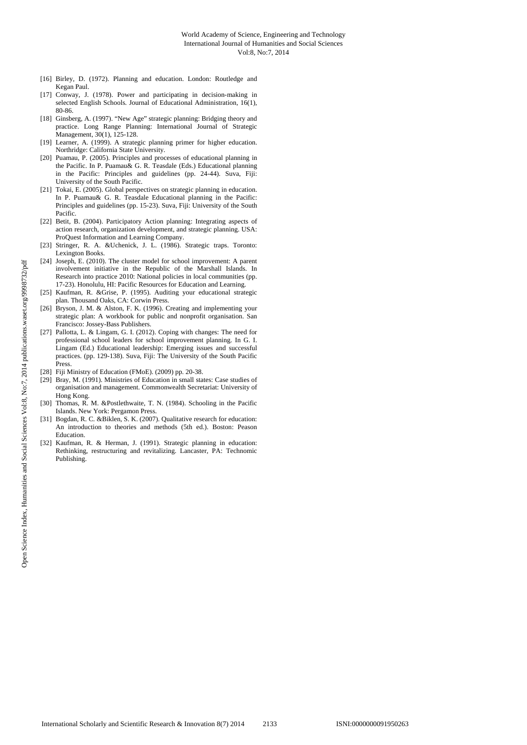[16] Birley, D. (1972). Planning and education. London: Routledge and Kegan Paul.

[17] Conway, J. (1978). Power and participating in decision-making in selected English Schools. Journal of Educational Administration, 16(1), 80-86.

[18] Ginsberg, A. (1997). "New Age" strategic planning: Bridging theory and practice. Long Range Planning: International Journal of Strategic Management, 30(1), 125-128.

[19] Learner, A. (1999). A strategic planning primer for higher education. Northridge: California State University.

[20] Puamau, P. (2005). Principles and processes of educational planning in the Pacific. In P. Puamau& G. R. Teasdale (Eds.) Educational planning in the Pacific: Principles and guidelines (pp. 24-44). Suva, Fiji: University of the South Pacific.

[21] Tokai, E. (2005). Global perspectives on strategic planning in education. In P. Puamau& G. R. Teasdale Educational planning in the Pacific: Principles and guidelines (pp. 15-23). Suva, Fiji: University of the South Pacific.

[22] Betit, B. (2004). Participatory Action planning: Integrating aspects of action research, organization development, and strategic planning. USA: ProQuest Information and Learning Company.

[23] Stringer, R. A. &Uchenick, J. L. (1986). Strategic traps. Toronto: Lexington Books.

[24] Joseph, E. (2010). The cluster model for school improvement: A parent involvement initiative in the Republic of the Marshall Islands. In Research into practice 2010: National policies in local communities (pp. 17-23). Honolulu, HI: Pacific Resources for Education and Learning.

[25] Kaufman, R. &Grise, P. (1995). Auditing your educational strategic plan. Thousand Oaks, CA: Corwin Press.

[26] Bryson, J. M. & Alston, F. K. (1996). Creating and implementing your strategic plan: A workbook for public and nonprofit organisation. San Francisco: Jossey-Bass Publishers.

[27] Pallotta, L. & Lingam, G. I. (2012). Coping with changes: The need for professional school leaders for school improvement planning. In G. I. Lingam (Ed.) Educational leadership: Emerging issues and successful practices. (pp. 129-138). Suva, Fiji: The University of the South Pacific Press.

[28] Fiji Ministry of Education (FMoE). (2009) pp. 20-38.

[29] Bray, M. (1991). Ministries of Education in small states: Case studies of organisation and management. Commonwealth Secretariat: University of Hong Kong.

[30] Thomas, R. M. &Postlethwaite, T. N. (1984). Schooling in the Pacific Islands. New York: Pergamon Press.

[31] Bogdan, R. C. &Biklen, S. K. (2007). Qualitative research for education: An introduction to theories and methods (5th ed.). Boston: Peason Education.

[32] Kaufman, R. & Herman, J. (1991). Strategic planning in education: Rethinking, restructuring and revitalizing. Lancaster, PA: Technomic Publishing.